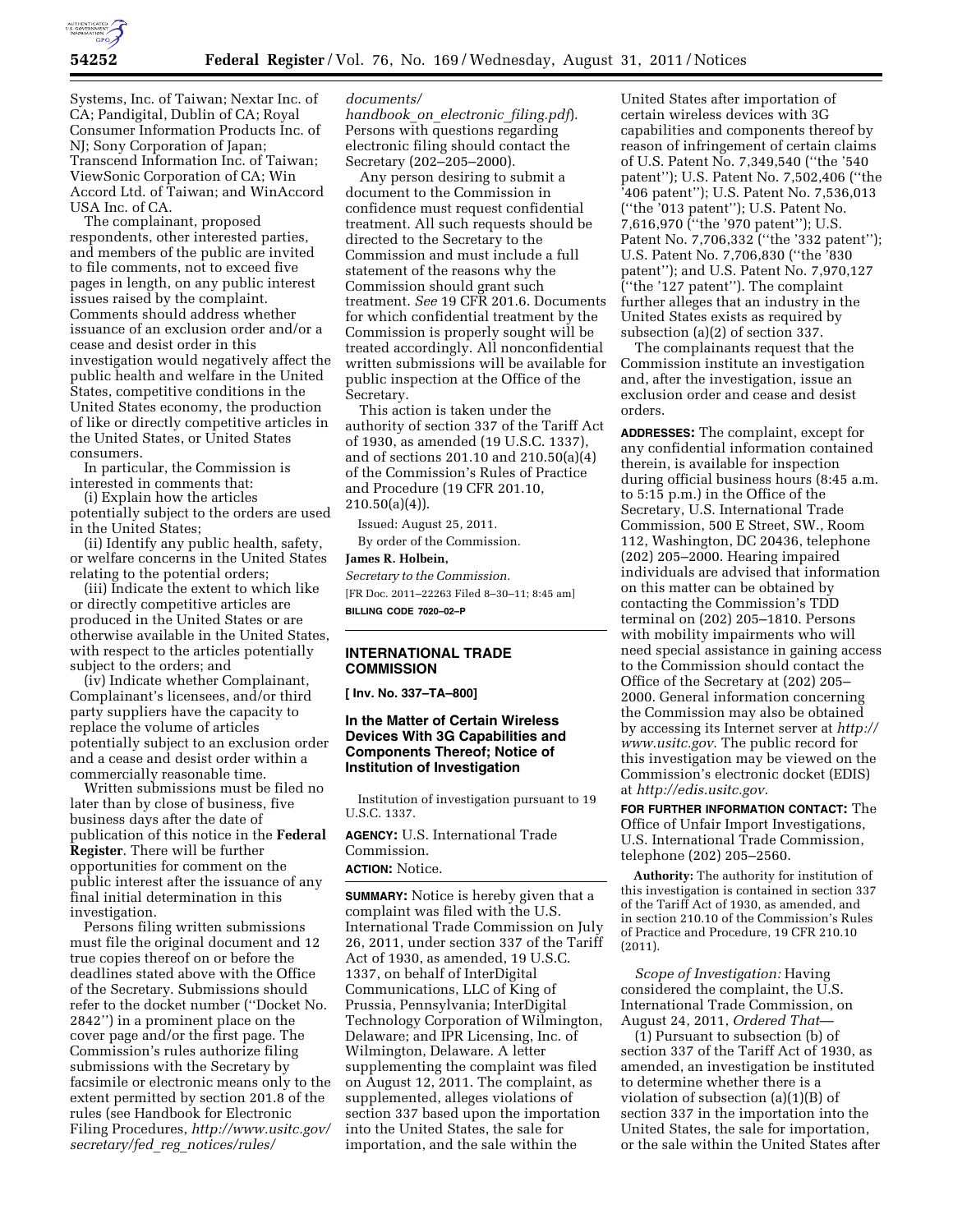Systems, Inc. of Taiwan; Nextar Inc. of CA; Pandigital, Dublin of CA; Royal Consumer Information Products Inc. of NJ; Sony Corporation of Japan; Transcend Information Inc. of Taiwan; ViewSonic Corporation of CA; Win Accord Ltd. of Taiwan; and WinAccord USA Inc. of CA.

The complainant, proposed respondents, other interested parties, and members of the public are invited to file comments, not to exceed five pages in length, on any public interest issues raised by the complaint. Comments should address whether issuance of an exclusion order and/or a cease and desist order in this investigation would negatively affect the public health and welfare in the United States, competitive conditions in the United States economy, the production of like or directly competitive articles in the United States, or United States consumers.

In particular, the Commission is interested in comments that:

(i) Explain how the articles potentially subject to the orders are used in the United States;

(ii) Identify any public health, safety, or welfare concerns in the United States relating to the potential orders;

(iii) Indicate the extent to which like or directly competitive articles are produced in the United States or are otherwise available in the United States, with respect to the articles potentially subject to the orders; and

(iv) Indicate whether Complainant, Complainant's licensees, and/or third party suppliers have the capacity to replace the volume of articles potentially subject to an exclusion order and a cease and desist order within a commercially reasonable time.

Written submissions must be filed no later than by close of business, five business days after the date of publication of this notice in the **Federal Register**. There will be further opportunities for comment on the public interest after the issuance of any final initial determination in this investigation.

Persons filing written submissions must file the original document and 12 true copies thereof on or before the deadlines stated above with the Office of the Secretary. Submissions should refer to the docket number (''Docket No. 2842'') in a prominent place on the cover page and/or the first page. The Commission's rules authorize filing submissions with the Secretary by facsimile or electronic means only to the extent permitted by section 201.8 of the rules (see Handbook for Electronic Filing Procedures, *http://www.usitc.gov/secretary/fed_reg_notices/rules/documents/handbook_on_electronic_filing.pdf*). Persons with questions regarding electronic filing should contact the Secretary (202–205–2000).

Any person desiring to submit a document to the Commission in confidence must request confidential treatment. All such requests should be directed to the Secretary to the Commission and must include a full statement of the reasons why the Commission should grant such treatment. *See* 19 CFR 201.6. Documents for which confidential treatment by the Commission is properly sought will be treated accordingly. All nonconfidential written submissions will be available for public inspection at the Office of the Secretary.

This action is taken under the authority of section 337 of the Tariff Act of 1930, as amended (19 U.S.C. 1337), and of sections 201.10 and 210.50(a)(4) of the Commission's Rules of Practice and Procedure (19 CFR 201.10, 210.50(a)(4)).

Issued: August 25, 2011.

By order of the Commission.

**James R. Holbein,**

*Secretary to the Commission.*

[FR Doc. 2011–22263 Filed 8–30–11; 8:45 am]

**BILLING CODE 7020–02–P**

## INTERNATIONAL TRADE COMMISSION

**[ Inv. No. 337–TA–800]**

### In the Matter of Certain Wireless Devices With 3G Capabilities and Components Thereof; Notice of Institution of Investigation

Institution of investigation pursuant to 19 U.S.C. 1337.

**AGENCY:** U.S. International Trade Commission.

**ACTION:** Notice.

**SUMMARY:** Notice is hereby given that a complaint was filed with the U.S. International Trade Commission on July 26, 2011, under section 337 of the Tariff Act of 1930, as amended, 19 U.S.C. 1337, on behalf of InterDigital Communications, LLC of King of Prussia, Pennsylvania; InterDigital Technology Corporation of Wilmington, Delaware; and IPR Licensing, Inc. of Wilmington, Delaware. A letter supplementing the complaint was filed on August 12, 2011. The complaint, as supplemented, alleges violations of section 337 based upon the importation into the United States, the sale for importation, and the sale within the United States after importation of certain wireless devices with 3G capabilities and components thereof by reason of infringement of certain claims of U.S. Patent No. 7,349,540 (''the '540 patent''); U.S. Patent No. 7,502,406 (''the '406 patent''); U.S. Patent No. 7,536,013 (''the '013 patent''); U.S. Patent No. 7,616,970 (''the '970 patent''); U.S. Patent No. 7,706,332 (''the '332 patent''); U.S. Patent No. 7,706,830 (''the '830 patent''); and U.S. Patent No. 7,970,127 (''the '127 patent''). The complaint further alleges that an industry in the United States exists as required by subsection (a)(2) of section 337.

The complainants request that the Commission institute an investigation and, after the investigation, issue an exclusion order and cease and desist orders.

**ADDRESSES:** The complaint, except for any confidential information contained therein, is available for inspection during official business hours (8:45 a.m. to 5:15 p.m.) in the Office of the Secretary, U.S. International Trade Commission, 500 E Street, SW., Room 112, Washington, DC 20436, telephone (202) 205–2000. Hearing impaired individuals are advised that information on this matter can be obtained by contacting the Commission's TDD terminal on (202) 205–1810. Persons with mobility impairments who will need special assistance in gaining access to the Commission should contact the Office of the Secretary at (202) 205–2000. General information concerning the Commission may also be obtained by accessing its Internet server at *http://www.usitc.gov*. The public record for this investigation may be viewed on the Commission's electronic docket (EDIS) at *http://edis.usitc.gov*.

**FOR FURTHER INFORMATION CONTACT:** The Office of Unfair Import Investigations, U.S. International Trade Commission, telephone (202) 205–2560.

**Authority:** The authority for institution of this investigation is contained in section 337 of the Tariff Act of 1930, as amended, and in section 210.10 of the Commission's Rules of Practice and Procedure, 19 CFR 210.10 (2011).

*Scope of Investigation:* Having considered the complaint, the U.S. International Trade Commission, on August 24, 2011, *Ordered That*—

(1) Pursuant to subsection (b) of section 337 of the Tariff Act of 1930, as amended, an investigation be instituted to determine whether there is a violation of subsection (a)(1)(B) of section 337 in the importation into the United States, the sale for importation, or the sale within the United States after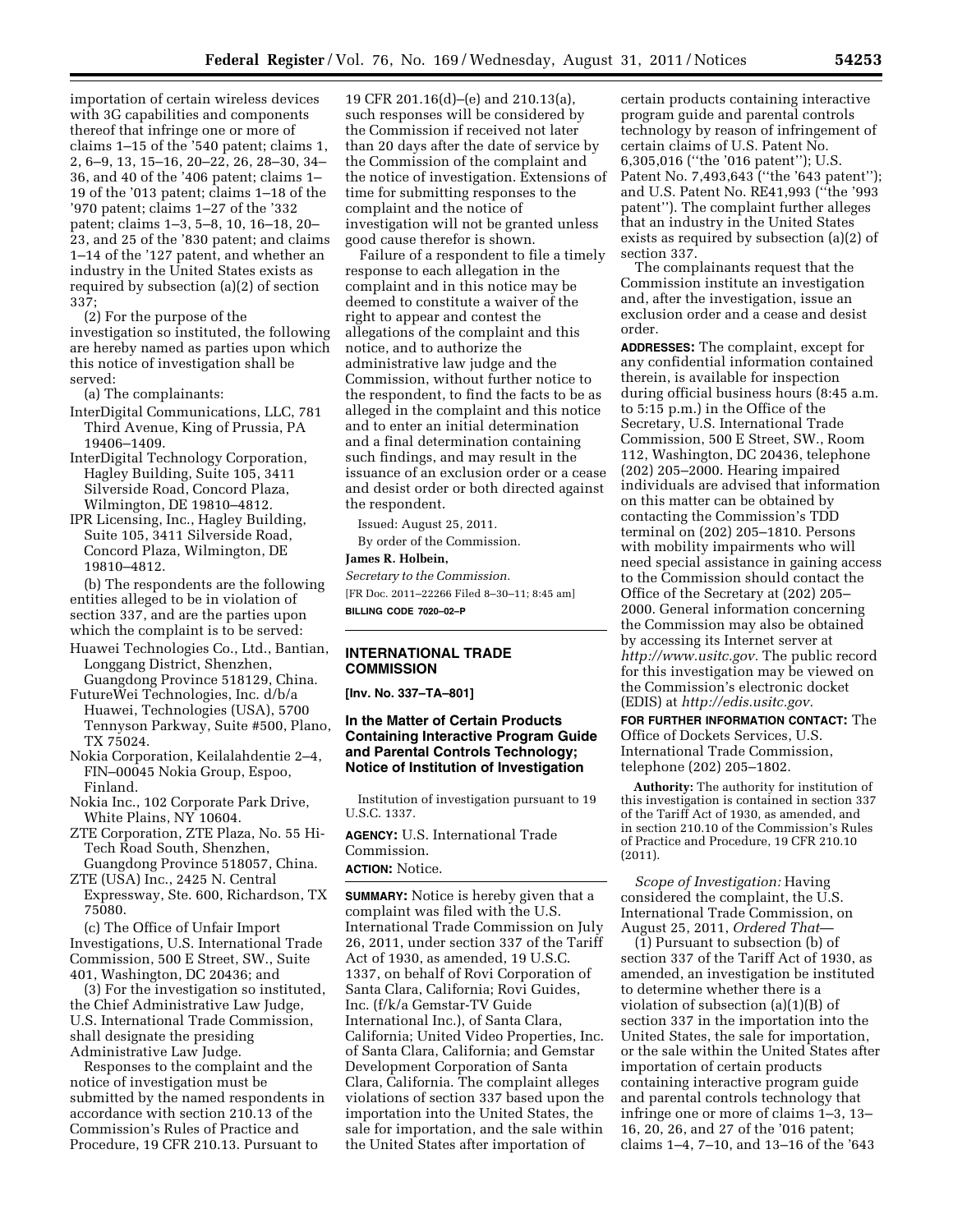importation of certain wireless devices with 3G capabilities and components thereof that infringe one or more of claims 1–15 of the '540 patent; claims 1, 2, 6–9, 13, 15–16, 20–22, 26, 28–30, 34–36, and 40 of the '406 patent; claims 1–19 of the '013 patent; claims 1–18 of the '970 patent; claims 1–27 of the '332 patent; claims 1–3, 5–8, 10, 16–18, 20–23, and 25 of the '830 patent; and claims 1–14 of the '127 patent, and whether an industry in the United States exists as required by subsection (a)(2) of section 337;

(2) For the purpose of the investigation so instituted, the following are hereby named as parties upon which this notice of investigation shall be served:

(a) The complainants:

InterDigital Communications, LLC, 781 Third Avenue, King of Prussia, PA 19406–1409.

InterDigital Technology Corporation, Hagley Building, Suite 105, 3411 Silverside Road, Concord Plaza, Wilmington, DE 19810–4812.

IPR Licensing, Inc., Hagley Building, Suite 105, 3411 Silverside Road, Concord Plaza, Wilmington, DE 19810–4812.

(b) The respondents are the following entities alleged to be in violation of section 337, and are the parties upon which the complaint is to be served:

Huawei Technologies Co., Ltd., Bantian, Longgang District, Shenzhen, Guangdong Province 518129, China.

FutureWei Technologies, Inc. d/b/a Huawei, Technologies (USA), 5700 Tennyson Parkway, Suite #500, Plano, TX 75024.

Nokia Corporation, Keilalahdentie 2–4, FIN–00045 Nokia Group, Espoo, Finland.

Nokia Inc., 102 Corporate Park Drive, White Plains, NY 10604.

ZTE Corporation, ZTE Plaza, No. 55 Hi-Tech Road South, Shenzhen, Guangdong Province 518057, China.

ZTE (USA) Inc., 2425 N. Central Expressway, Ste. 600, Richardson, TX 75080.

(c) The Office of Unfair Import Investigations, U.S. International Trade Commission, 500 E Street, SW., Suite 401, Washington, DC 20436; and

(3) For the investigation so instituted, the Chief Administrative Law Judge, U.S. International Trade Commission, shall designate the presiding Administrative Law Judge.

Responses to the complaint and the notice of investigation must be submitted by the named respondents in accordance with section 210.13 of the Commission's Rules of Practice and Procedure, 19 CFR 210.13. Pursuant to 19 CFR 201.16(d)–(e) and 210.13(a), such responses will be considered by the Commission if received not later than 20 days after the date of service by the Commission of the complaint and the notice of investigation. Extensions of time for submitting responses to the complaint and the notice of investigation will not be granted unless good cause therefor is shown.

Failure of a respondent to file a timely response to each allegation in the complaint and in this notice may be deemed to constitute a waiver of the right to appear and contest the allegations of the complaint and this notice, and to authorize the administrative law judge and the Commission, without further notice to the respondent, to find the facts to be as alleged in the complaint and this notice and to enter an initial determination and a final determination containing such findings, and may result in the issuance of an exclusion order or a cease and desist order or both directed against the respondent.

Issued: August 25, 2011.

By order of the Commission.

**James R. Holbein,**

*Secretary to the Commission.*

[FR Doc. 2011–22266 Filed 8–30–11; 8:45 am]

**BILLING CODE 7020–02–P**

---

## INTERNATIONAL TRADE COMMISSION

**[Inv. No. 337–TA–801]**

## In the Matter of Certain Products Containing Interactive Program Guide and Parental Controls Technology; Notice of Institution of Investigation

Institution of investigation pursuant to 19 U.S.C. 1337.

**AGENCY:** U.S. International Trade Commission.

**ACTION:** Notice.

**SUMMARY:** Notice is hereby given that a complaint was filed with the U.S. International Trade Commission on July 26, 2011, under section 337 of the Tariff Act of 1930, as amended, 19 U.S.C. 1337, on behalf of Rovi Corporation of Santa Clara, California; Rovi Guides, Inc. (f/k/a Gemstar-TV Guide International Inc.), of Santa Clara, California; United Video Properties, Inc. of Santa Clara, California; and Gemstar Development Corporation of Santa Clara, California. The complaint alleges violations of section 337 based upon the importation into the United States, the sale for importation, and the sale within the United States after importation of certain products containing interactive program guide and parental controls technology by reason of infringement of certain claims of U.S. Patent No. 6,305,016 (''the '016 patent''); U.S. Patent No. 7,493,643 (''the '643 patent''); and U.S. Patent No. RE41,993 (''the '993 patent''). The complaint further alleges that an industry in the United States exists as required by subsection (a)(2) of section 337.

The complainants request that the Commission institute an investigation and, after the investigation, issue an exclusion order and a cease and desist order.

**ADDRESSES:** The complaint, except for any confidential information contained therein, is available for inspection during official business hours (8:45 a.m. to 5:15 p.m.) in the Office of the Secretary, U.S. International Trade Commission, 500 E Street, SW., Room 112, Washington, DC 20436, telephone (202) 205–2000. Hearing impaired individuals are advised that information on this matter can be obtained by contacting the Commission's TDD terminal on (202) 205–1810. Persons with mobility impairments who will need special assistance in gaining access to the Commission should contact the Office of the Secretary at (202) 205–2000. General information concerning the Commission may also be obtained by accessing its Internet server at *http://www.usitc.gov.* The public record for this investigation may be viewed on the Commission's electronic docket (EDIS) at *http://edis.usitc.gov.*

**FOR FURTHER INFORMATION CONTACT:** The Office of Dockets Services, U.S. International Trade Commission, telephone (202) 205–1802.

**Authority:** The authority for institution of this investigation is contained in section 337 of the Tariff Act of 1930, as amended, and in section 210.10 of the Commission's Rules of Practice and Procedure, 19 CFR 210.10 (2011).

*Scope of Investigation:* Having considered the complaint, the U.S. International Trade Commission, on August 25, 2011, *Ordered That*—

(1) Pursuant to subsection (b) of section 337 of the Tariff Act of 1930, as amended, an investigation be instituted to determine whether there is a violation of subsection (a)(1)(B) of section 337 in the importation into the United States, the sale for importation, or the sale within the United States after importation of certain products containing interactive program guide and parental controls technology that infringe one or more of claims 1–3, 13–16, 20, 26, and 27 of the '016 patent; claims 1–4, 7–10, and 13–16 of the '643